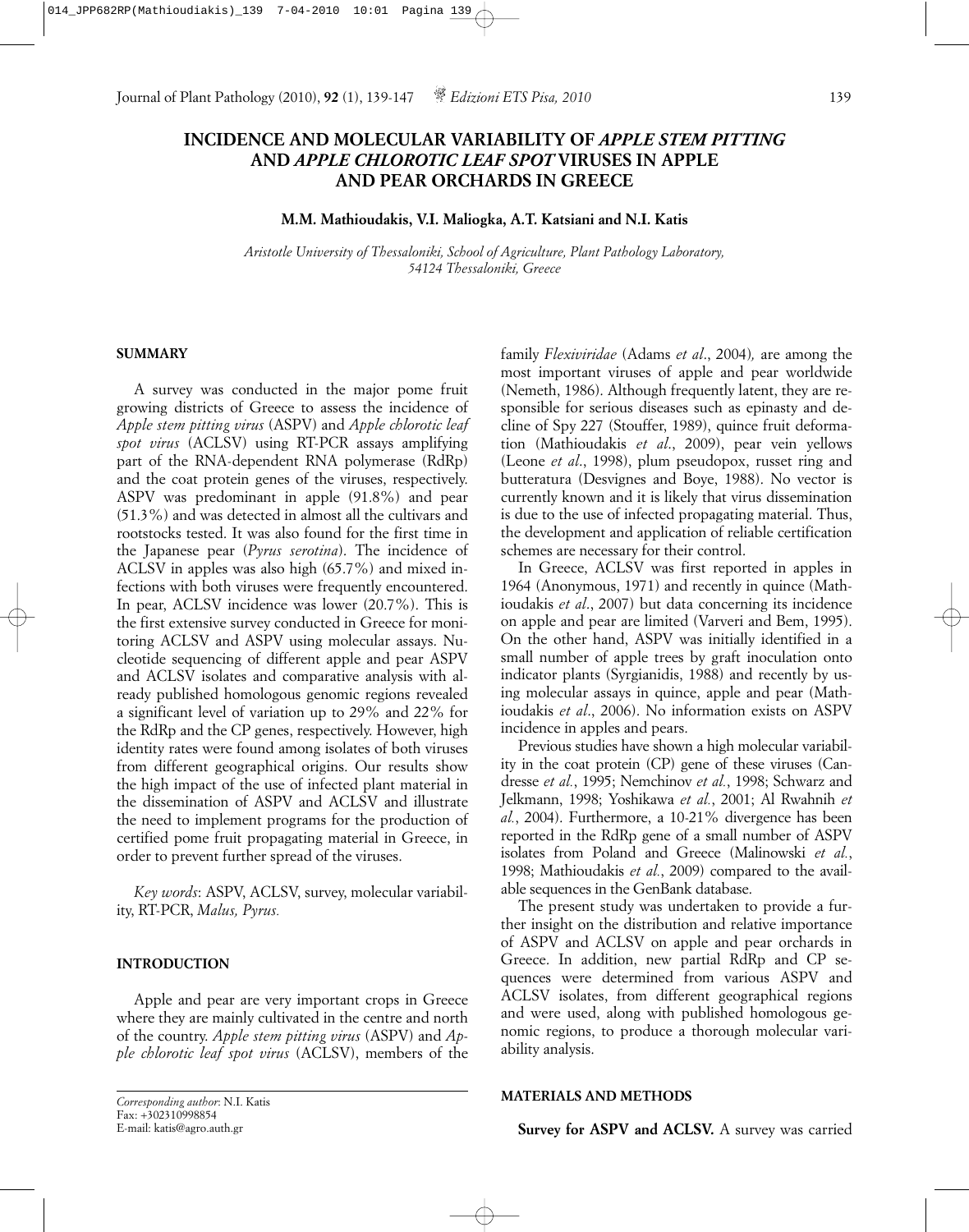# INCIDENCE AND MOLECULAR VARIABILITY OF *APPLE STEM PITTING* AND *APPLE CHLOROTIC LEAF SPOT* VIRUSES IN APPLE AND PEAR ORCHARDS IN GREECE

**M.M. Mathioudakis, V.I. Maliogka, A.T. Katsiani and N.I. Katis**

*Aristotle University of Thessaloniki, School of Agriculture, Plant Pathology Laboratory, 54124 Thessaloniki, Greece*

## SUMMARY

A survey was conducted in the major pome fruit growing districts of Greece to assess the incidence of *Apple stem pitting virus* (ASPV) and *Apple chlorotic leaf spot virus* (ACLSV) using RT-PCR assays amplifying part of the RNA-dependent RNA polymerase (RdRp) and the coat protein genes of the viruses, respectively. ASPV was predominant in apple (91.8%) and pear (51.3%) and was detected in almost all the cultivars and rootstocks tested. It was also found for the first time in the Japanese pear (*Pyrus serotina*). The incidence of ACLSV in apples was also high (65.7%) and mixed infections with both viruses were frequently encountered. In pear, ACLSV incidence was lower (20.7%). This is the first extensive survey conducted in Greece for monitoring ACLSV and ASPV using molecular assays. Nucleotide sequencing of different apple and pear ASPV and ACLSV isolates and comparative analysis with already published homologous genomic regions revealed a significant level of variation up to 29% and 22% for the RdRp and the CP genes, respectively. However, high identity rates were found among isolates of both viruses from different geographical origins. Our results show the high impact of the use of infected plant material in the dissemination of ASPV and ACLSV and illustrate the need to implement programs for the production of certified pome fruit propagating material in Greece, in order to prevent further spread of the viruses.

*Key words*: ASPV, ACLSV, survey, molecular variability, RT-PCR, *Malus, Pyrus.*

## INTRODUCTION

Apple and pear are very important crops in Greece where they are mainly cultivated in the centre and north of the country. *Apple stem pitting virus* (ASPV) and *Apple chlorotic leaf spot virus* (ACLSV), members of the family *Flexiviridae* (Adams *et al*., 2004)*,* are among the most important viruses of apple and pear worldwide (Nemeth, 1986). Although frequently latent, they are responsible for serious diseases such as epinasty and decline of Spy 227 (Stouffer, 1989), quince fruit deformation (Mathioudakis *et al*., 2009), pear vein yellows (Leone *et al*., 1998), plum pseudopox, russet ring and butteratura (Desvignes and Boye, 1988). No vector is currently known and it is likely that virus dissemination is due to the use of infected propagating material. Thus, the development and application of reliable certification schemes are necessary for their control.

In Greece, ACLSV was first reported in apples in 1964 (Anonymous, 1971) and recently in quince (Mathioudakis *et al*., 2007) but data concerning its incidence on apple and pear are limited (Varveri and Bem, 1995). On the other hand, ASPV was initially identified in a small number of apple trees by graft inoculation onto indicator plants (Syrgianidis, 1988) and recently by using molecular assays in quince, apple and pear (Mathioudakis *et al*., 2006). No information exists on ASPV incidence in apples and pears.

Previous studies have shown a high molecular variability in the coat protein (CP) gene of these viruses (Candresse *et al.*, 1995; Nemchinov *et al.*, 1998; Schwarz and Jelkmann, 1998; Yoshikawa *et al.*, 2001; Al Rwahnih *et al.*, 2004). Furthermore, a 10-21% divergence has been reported in the RdRp gene of a small number of ASPV isolates from Poland and Greece (Malinowski *et al.*, 1998; Mathioudakis *et al.*, 2009) compared to the available sequences in the GenBank database.

The present study was undertaken to provide a further insight on the distribution and relative importance of ASPV and ACLSV on apple and pear orchards in Greece. In addition, new partial RdRp and CP sequences were determined from various ASPV and ACLSV isolates, from different geographical regions and were used, along with published homologous genomic regions, to produce a thorough molecular variability analysis.

## MATERIALS AND METHODS

**Survey for ASPV and ACLSV.** A survey was carried

*Corresponding author*: N.I. Katis
Fax: +302310998854
E-mail: katis@agro.auth.gr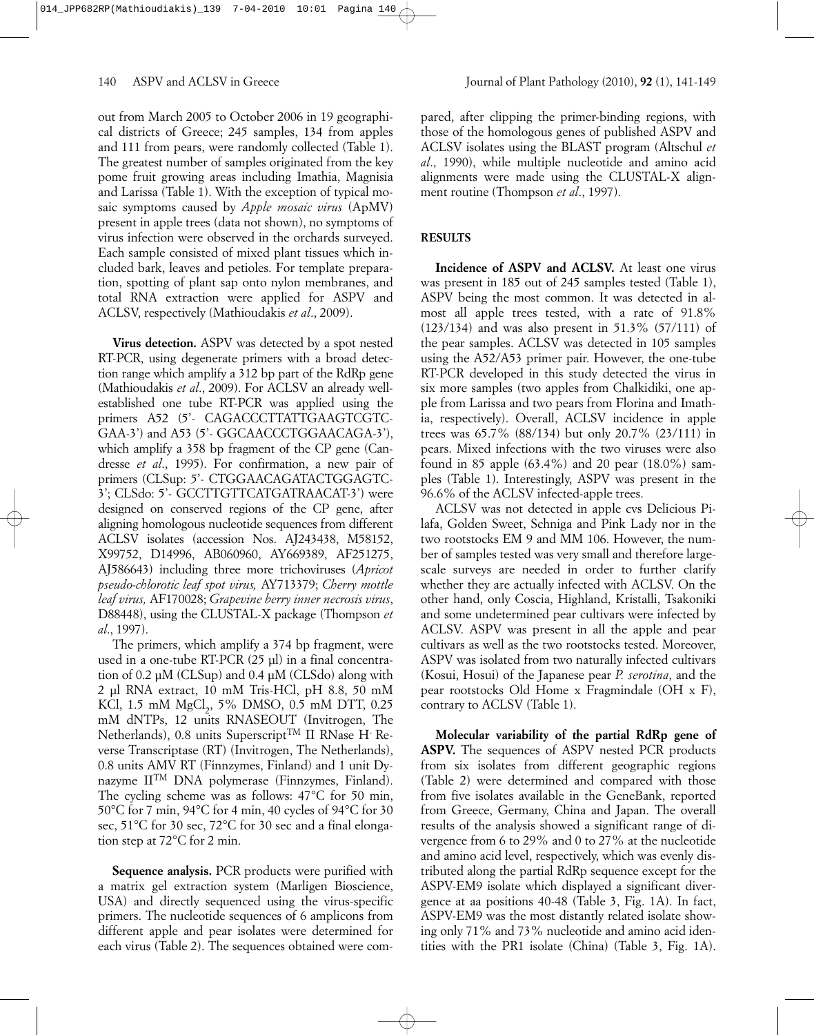out from March 2005 to October 2006 in 19 geographical districts of Greece; 245 samples, 134 from apples and 111 from pears, were randomly collected (Table 1). The greatest number of samples originated from the key pome fruit growing areas including Imathia, Magnisia and Larissa (Table 1). With the exception of typical mosaic symptoms caused by *Apple mosaic virus* (ApMV) present in apple trees (data not shown), no symptoms of virus infection were observed in the orchards surveyed. Each sample consisted of mixed plant tissues which included bark, leaves and petioles. For template preparation, spotting of plant sap onto nylon membranes, and total RNA extraction were applied for ASPV and ACLSV, respectively (Mathioudakis *et al*., 2009).

**Virus detection.** ASPV was detected by a spot nested RT-PCR, using degenerate primers with a broad detection range which amplify a 312 bp part of the RdRp gene (Mathioudakis *et al*., 2009). For ACLSV an already well-established one tube RT-PCR was applied using the primers A52 (5'- CAGACCCTTATTGAAGTCGTC-GAA-3') and A53 (5'- GGCAACCCTGGAACAGA-3'), which amplify a 358 bp fragment of the CP gene (Candresse *et al*., 1995). For confirmation, a new pair of primers (CLSup: 5'- CTGGAACAGATACTGGAGTC-3'; CLSdo: 5'- GCCTTGTTCATGATRAACAT-3') were designed on conserved regions of the CP gene, after aligning homologous nucleotide sequences from different ACLSV isolates (accession Nos. AJ243438, M58152, X99752, D14996, AB060960, AY669389, AF251275, AJ586643) including three more trichoviruses (*Apricot pseudo-chlorotic leaf spot virus,* AY713379; *Cherry mottle leaf virus,* AF170028; *Grapevine berry inner necrosis virus*, D88448), using the CLUSTAL-X package (Thompson *et al*., 1997).

The primers, which amplify a 374 bp fragment, were used in a one-tube RT-PCR (25 µl) in a final concentration of 0.2 µM (CLSup) and 0.4 µM (CLSdo) along with 2 µl RNA extract, 10 mM Tris-HCl, pH 8.8, 50 mM KCl, 1.5 mM $MgCl_2$, 5% DMSO, 0.5 mM DTT, 0.25 mM dNTPs, 12 units RNASEOUT (Invitrogen, The Netherlands), 0.8 units Superscript™ II RNase H⁻ Reverse Transcriptase (RT) (Invitrogen, The Netherlands), 0.8 units AMV RT (Finnzymes, Finland) and 1 unit Dynazyme II™ DNA polymerase (Finnzymes, Finland). The cycling scheme was as follows: 47°C for 50 min, 50°C for 7 min, 94°C for 4 min, 40 cycles of 94°C for 30 sec, 51°C for 30 sec, 72°C for 30 sec and a final elongation step at 72°C for 2 min.

**Sequence analysis.** PCR products were purified with a matrix gel extraction system (Marligen Bioscience, USA) and directly sequenced using the virus-specific primers. The nucleotide sequences of 6 amplicons from different apple and pear isolates were determined for each virus (Table 2). The sequences obtained were compared, after clipping the primer-binding regions, with those of the homologous genes of published ASPV and ACLSV isolates using the BLAST program (Altschul *et al*., 1990), while multiple nucleotide and amino acid alignments were made using the CLUSTAL-X alignment routine (Thompson *et al*., 1997).

## RESULTS

**Incidence of ASPV and ACLSV.** At least one virus was present in 185 out of 245 samples tested (Table 1), ASPV being the most common. It was detected in almost all apple trees tested, with a rate of 91.8% (123/134) and was also present in 51.3% (57/111) of the pear samples. ACLSV was detected in 105 samples using the A52/A53 primer pair. However, the one-tube RT-PCR developed in this study detected the virus in six more samples (two apples from Chalkidiki, one apple from Larissa and two pears from Florina and Imathia, respectively). Overall, ACLSV incidence in apple trees was 65.7% (88/134) but only 20.7% (23/111) in pears. Mixed infections with the two viruses were also found in 85 apple (63.4%) and 20 pear (18.0%) samples (Table 1). Interestingly, ASPV was present in the 96.6% of the ACLSV infected-apple trees.

ACLSV was not detected in apple cvs Delicious Pilafa, Golden Sweet, Schniga and Pink Lady nor in the two rootstocks EM 9 and MM 106. However, the number of samples tested was very small and therefore large-scale surveys are needed in order to further clarify whether they are actually infected with ACLSV. On the other hand, only Coscia, Highland, Kristalli, Tsakoniki and some undetermined pear cultivars were infected by ACLSV. ASPV was present in all the apple and pear cultivars as well as the two rootstocks tested. Moreover, ASPV was isolated from two naturally infected cultivars (Kosui, Hosui) of the Japanese pear *P. serotina*, and the pear rootstocks Old Home x Fragmindale (OH x F), contrary to ACLSV (Table 1).

**Molecular variability of the partial RdRp gene of ASPV.** The sequences of ASPV nested PCR products from six isolates from different geographic regions (Table 2) were determined and compared with those from five isolates available in the GeneBank, reported from Greece, Germany, China and Japan. The overall results of the analysis showed a significant range of divergence from 6 to 29% and 0 to 27% at the nucleotide and amino acid level, respectively, which was evenly distributed along the partial RdRp sequence except for the ASPV-EM9 isolate which displayed a significant divergence at aa positions 40-48 (Table 3, Fig. 1A). In fact, ASPV-EM9 was the most distantly related isolate showing only 71% and 73% nucleotide and amino acid identities with the PR1 isolate (China) (Table 3, Fig. 1A).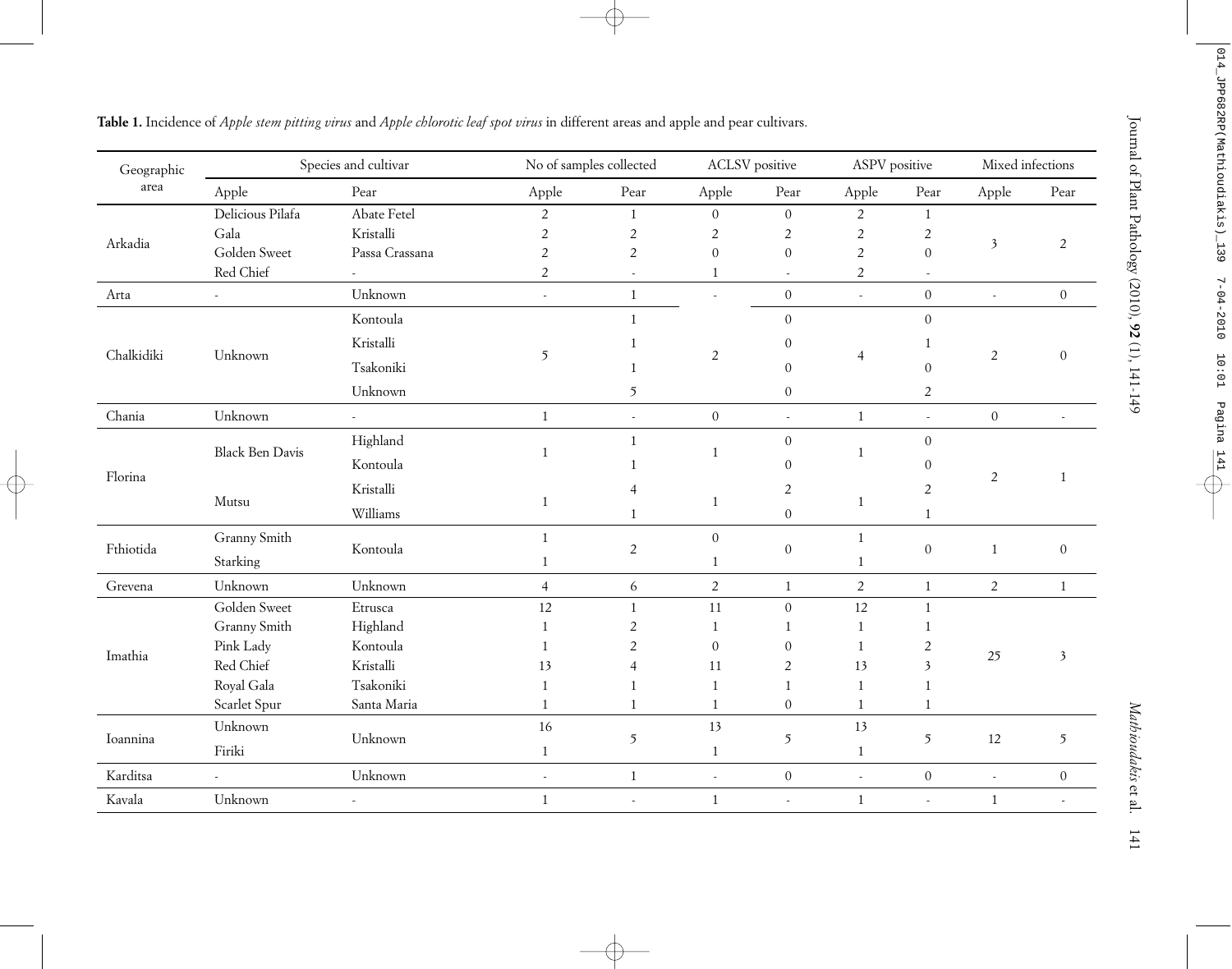**Table 1.** Incidence of *Apple stem pitting virus* and *Apple chlorotic leaf spot virus* in different areas and apple and pear cultivars.

| Geographic area | Species and cultivar | | No of samples collected | | ACLSV positive | | ASPV positive | | Mixed infections | |
|---|---|---|---|---|---|---|---|---|---|---|
| | Apple | Pear | Apple | Pear | Apple | Pear | Apple | Pear | Apple | Pear |
| Arkadia | Delicious Pilafa | Abate Fetel | 2 | 1 | 0 | 0 | 2 | 1 | 3 | 2 |
| | Gala | Kristalli | 2 | 2 | 2 | 2 | 2 | 2 | | |
| | Golden Sweet | Passa Crassana | 2 | 2 | 0 | 0 | 2 | 0 | | |
| | Red Chief | - | 2 | - | 1 | - | 2 | - | | |
| Arta | - | Unknown | - | 1 | - | 0 | - | 0 | - | 0 |
| Chalkidiki | Unknown | Kontoula | 5 | 1 | 2 | 0 | 4 | 0 | 2 | 0 |
| | | Kristalli | | 1 | | 0 | | 1 | | |
| | | Tsakoniki | | 1 | | 0 | | 0 | | |
| | | Unknown | | 5 | | 0 | | 2 | | |
| Chania | Unknown | - | 1 | - | 0 | - | 1 | - | 0 | - |
| Florina | Black Ben Davis | Highland | 1 | 1 | 1 | 0 | 1 | 0 | 2 | 1 |
| | | Kontoula | | 1 | | 0 | | 0 | | |
| | Mutsu | Kristalli | 1 | 4 | 1 | 2 | 1 | 2 | | |
| | | Williams | | 1 | | 0 | | 1 | | |
| Fthiotida | Granny Smith | Kontoula | 1 | 2 | 0 | 0 | 1 | 0 | 1 | 0 |
| | Starking | | 1 | | 1 | | 1 | | | |
| Grevena | Unknown | Unknown | 4 | 6 | 2 | 1 | 2 | 1 | 2 | 1 |
| Imathia | Golden Sweet | Etrusca | 12 | 1 | 11 | 0 | 12 | 1 | 25 | 3 |
| | Granny Smith | Highland | 1 | 2 | 1 | 1 | 1 | 1 | | |
| | Pink Lady | Kontoula | 1 | 2 | 0 | 0 | 1 | 2 | | |
| | Red Chief | Kristalli | 13 | 4 | 11 | 2 | 13 | 3 | | |
| | Royal Gala | Tsakoniki | 1 | 1 | 1 | 1 | 1 | 1 | | |
| | Scarlet Spur | Santa Maria | 1 | 1 | 1 | 0 | 1 | 1 | | |
| Ioannina | Unknown | Unknown | 16 | 5 | 13 | 5 | 13 | 5 | 12 | 5 |
| | Firiki | | 1 | | 1 | | 1 | | | |
| Karditsa | - | Unknown | - | 1 | - | 0 | - | 0 | - | 0 |
| Kavala | Unknown | - | 1 | - | 1 | - | 1 | - | 1 | - |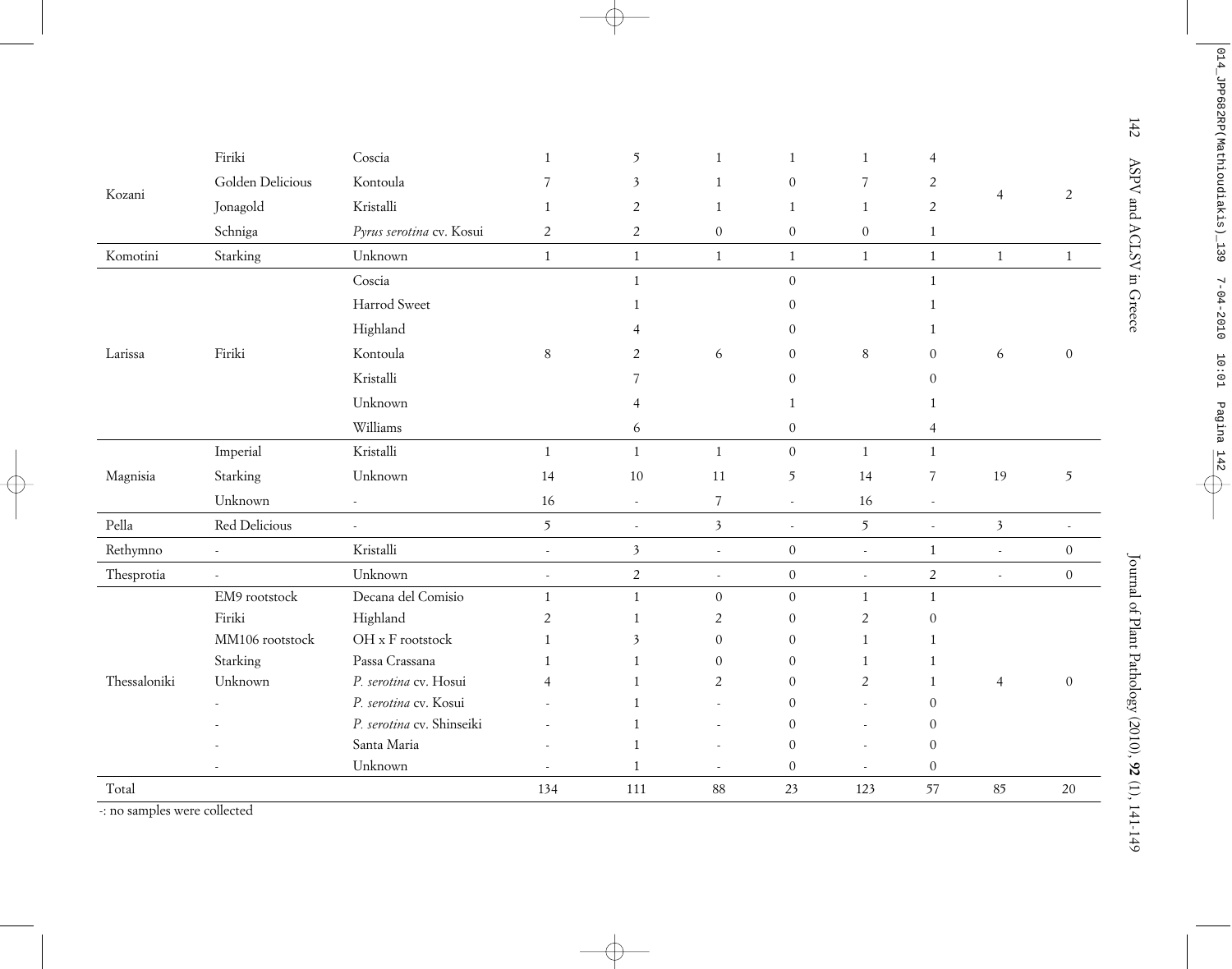| | | | | | | | | | | |
|---|---|---|---|---|---|---|---|---|---|---|
| Kozani | Firiki | Coscia | 1 | 5 | 1 | 1 | 1 | 4 | 4 | 2 |
| | Golden Delicious | Kontoula | 7 | 3 | 1 | 0 | 7 | 2 | | |
| | Jonagold | Kristalli | 1 | 2 | 1 | 1 | 1 | 2 | | |
| | Schniga | *Pyrus serotina* cv. Kosui | 2 | 2 | 0 | 0 | 0 | 1 | | |
| Komotini | Starking | Unknown | 1 | 1 | 1 | 1 | 1 | 1 | 1 | 1 |
| Larissa | Firiki | Coscia | 8 | 1 | 6 | 0 | 8 | 1 | 6 | 0 |
| | | Harrod Sweet | | 1 | | 0 | | 1 | | |
| | | Highland | | 4 | | 0 | | 1 | | |
| | | Kontoula | | 2 | | 0 | | 0 | | |
| | | Kristalli | | 7 | | 0 | | 0 | | |
| | | Unknown | | 4 | | 1 | | 1 | | |
| | | Williams | | 6 | | 0 | | 4 | | |
| Magnisia | Imperial | Kristalli | 1 | 1 | 1 | 0 | 1 | 1 | 19 | 5 |
| | Starking | Unknown | 14 | 10 | 11 | 5 | 14 | 7 | | |
| | Unknown | - | 16 | - | 7 | - | 16 | - | | |
| Pella | Red Delicious | - | 5 | - | 3 | - | 5 | - | 3 | - |
| Rethymno | - | Kristalli | - | 3 | - | 0 | - | 1 | - | 0 |
| Thesprotia | - | Unknown | - | 2 | - | 0 | - | 2 | - | 0 |
| Thessaloniki | EM9 rootstock | Decana del Comisio | 1 | 1 | 0 | 0 | 1 | 1 | 4 | 0 |
| | Firiki | Highland | 2 | 1 | 2 | 0 | 2 | 0 | | |
| | MM106 rootstock | OH x F rootstock | 1 | 3 | 0 | 0 | 1 | 1 | | |
| | Starking | Passa Crassana | 1 | 1 | 0 | 0 | 1 | 1 | | |
| | Unknown | *P. serotina* cv. Hosui | 4 | 1 | 2 | 0 | 2 | 1 | | |
| | - | *P. serotina* cv. Kosui | - | 1 | - | 0 | - | 0 | | |
| | - | *P. serotina* cv. Shinseiki | - | 1 | - | 0 | - | 0 | | |
| | - | Santa Maria | - | 1 | - | 0 | - | 0 | | |
| | - | Unknown | - | 1 | - | 0 | - | 0 | | |
| Total | | | 134 | 111 | 88 | 23 | 123 | 57 | 85 | 20 |

-: no samples were collected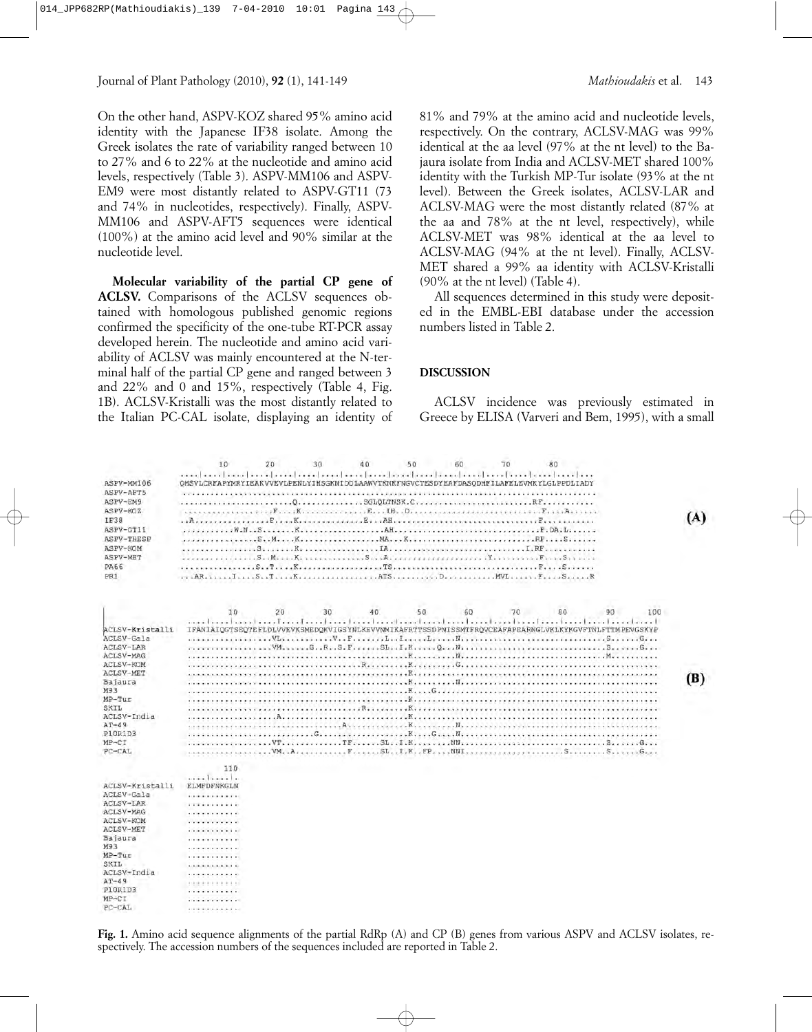On the other hand, ASPV-KOZ shared 95% amino acid identity with the Japanese IF38 isolate. Among the Greek isolates the rate of variability ranged between 10 to 27% and 6 to 22% at the nucleotide and amino acid levels, respectively (Table 3). ASPV-MM106 and ASPV-EM9 were most distantly related to ASPV-GT11 (73 and 74% in nucleotides, respectively). Finally, ASPV-MM106 and ASPV-AFT5 sequences were identical (100%) at the amino acid level and 90% similar at the nucleotide level.

**Molecular variability of the partial CP gene of ACLSV.** Comparisons of the ACLSV sequences obtained with homologous published genomic regions confirmed the specificity of the one-tube RT-PCR assay developed herein. The nucleotide and amino acid variability of ACLSV was mainly encountered at the N-terminal half of the partial CP gene and ranged between 3 and 22% and 0 and 15%, respectively (Table 4, Fig. 1B). ACLSV-Kristalli was the most distantly related to the Italian PC-CAL isolate, displaying an identity of 81% and 79% at the amino acid and nucleotide levels, respectively. On the contrary, ACLSV-MAG was 99% identical at the aa level (97% at the nt level) to the Bajaura isolate from India and ACLSV-MET shared 100% identity with the Turkish MP-Tur isolate (93% at the nt level). Between the Greek isolates, ACLSV-LAR and ACLSV-MAG were the most distantly related (87% at the aa and 78% at the nt level, respectively), while ACLSV-MET was 98% identical at the aa level to ACLSV-MAG (94% at the nt level). Finally, ACLSV-MET shared a 99% aa identity with ACLSV-Kristalli (90% at the nt level) (Table 4).

All sequences determined in this study were deposited in the EMBL-EBI database under the accession numbers listed in Table 2.

## DISCUSSION

ACLSV incidence was previously estimated in Greece by ELISA (Varveri and Bem, 1995), with a small

**(A)**

```
                 10        20        30        40        50        60        70        80
           ....|....|....|....|....|....|....|....|....|....|....|....|....|....|....|....|....|...
ASPV-MM106  QHSVLCRFAPYMRYIEARVVEVLPENLYIHSGKNIDDLAAWVTKNKFNGVCTESDYEAFDASQDHFILAFELEVMKYLGLPPDLIADY
ASPV-AFT5   ........................................................................................
ASPV-EM9    ......................Q.............SGLQLTNSK.C.........................RF..........
ASPV-KOZ    ..................F....K..............E...IH..D...........................F....A......
IF38        ..A...............F....K..............E...AH..............................F..........
ASPV-GT11   ..........W.N..S.......K..................AH..............................F.DA.L......
ASPV-THESP  ................S..M....K.................MA...K...........................RF....S......
ASPV-KOM    ................S.......K.................IA..............................I.RF..........
ASPV-MET    ................S..M....K..............S...A...................Y..........F....S......
PA66        ................S..T....K.................TS..............................F....S......
PR1         ...AR......I....S..T....K.................ATS..........D...........MVL......F....S.....R
```

**(B)**

```
                   10        20        30        40        50        60        70        80        90       100
               ....|....|....|....|....|....|....|....|....|....|....|....|....|....|....|....|....|....|....|....|
ACLSV-Kristalli IFANIAIQGTSEQTEFLDLVVEVKSMEDQKVIGSYNLKEVVNMIKAFRTTSSDPNISSMTFRQVCEAFAPEARNGLVKLKYKGVFTNLFTTMPEVGSKYP
ACLSV-Gala      .................VL...........V..F.......L..I.....L.....N..............................S......G...
ACLSV-LAR       .................VM......G..R..S.F......SL..I.K.....Q....N..............................S......G...
ACLSV-MAG       ............................................K.........N..............................M..........
ACLSV-KOM       ..................................R.........K.........G..........................................
ACLSV-MET       ............................................K...............................................
Bajaura         ............................................K.........N..........................................
M93             ............................................K....G...........................................
MP-Tur          ............................................K...............................................
SKIL            ..................................R.........K...............................................
ACLSV-India     ...................A........................K...............................................
AT-49           ................................A...........K.........N..........................................
P10R1D3         .........................G..................K....G....N..........................................
MP-CI           .................VT............TF......SL..I.K........NN..............................S......G...
PC-CAL          .................VM..A...........F......SL..I.K..FP....NNI.....................S........S......G...

                  110
               ....|....|.
ACLSV-Kristalli ELMFDFNKGLN
ACLSV-Gala      ...........
ACLSV-LAR       ...........
ACLSV-MAG       ...........
ACLSV-KOM       ...........
ACLSV-MET       ...........
Bajaura         ...........
M93             ...........
MP-Tur          ...........
SKIL            ...........
ACLSV-India     ...........
AT-49           ...........
P10R1D3         ...........
MP-CI           ...........
PC-CAL          ...........
```

**Fig. 1.** Amino acid sequence alignments of the partial RdRp (A) and CP (B) genes from various ASPV and ACLSV isolates, respectively. The accession numbers of the sequences included are reported in Table 2.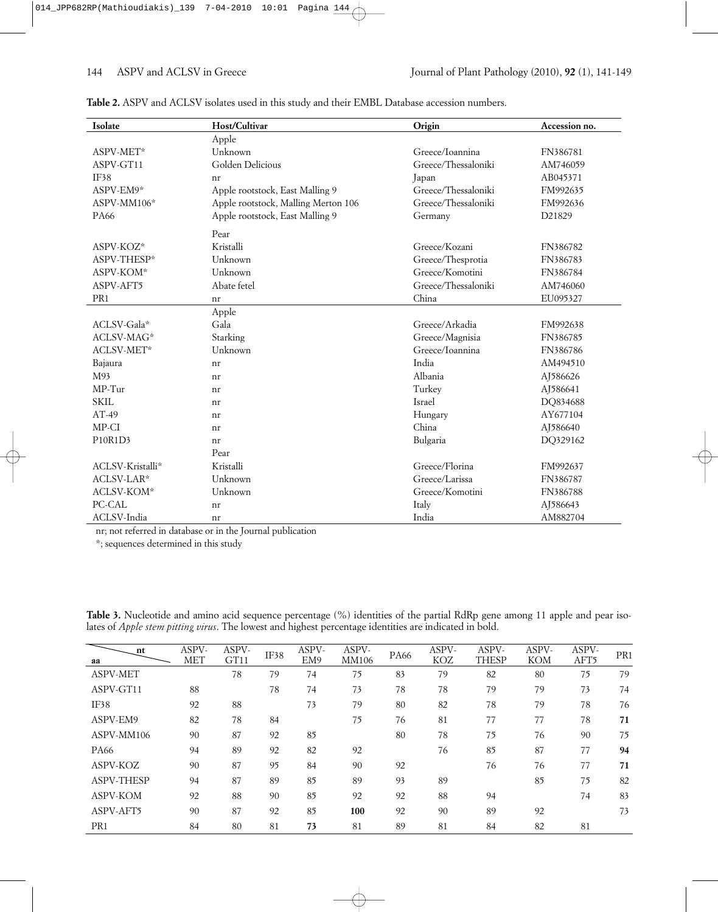**Table 2.** ASPV and ACLSV isolates used in this study and their EMBL Database accession numbers.

| Isolate | Host/Cultivar | Origin | Accession no. |
|---|---|---|---|
| | Apple | | |
| ASPV-MET* | Unknown | Greece/Ioannina | FN386781 |
| ASPV-GT11 | Golden Delicious | Greece/Thessaloniki | AM746059 |
| IF38 | nr | Japan | AB045371 |
| ASPV-EM9* | Apple rootstock, East Malling 9 | Greece/Thessaloniki | FM992635 |
| ASPV-MM106* | Apple rootstock, Malling Merton 106 | Greece/Thessaloniki | FM992636 |
| PA66 | Apple rootstock, East Malling 9 | Germany | D21829 |
| | Pear | | |
| ASPV-KOZ* | Kristalli | Greece/Kozani | FN386782 |
| ASPV-THESP* | Unknown | Greece/Thesprotia | FN386783 |
| ASPV-KOM* | Unknown | Greece/Komotini | FN386784 |
| ASPV-AFT5 | Abate fetel | Greece/Thessaloniki | AM746060 |
| PR1 | nr | China | EU095327 |
| | Apple | | |
| ACLSV-Gala* | Gala | Greece/Arkadia | FM992638 |
| ACLSV-MAG* | Starking | Greece/Magnisia | FN386785 |
| ACLSV-MET* | Unknown | Greece/Ioannina | FN386786 |
| Bajaura | nr | India | AM494510 |
| M93 | nr | Albania | AJ586626 |
| MP-Tur | nr | Turkey | AJ586641 |
| SKIL | nr | Israel | DQ834688 |
| AT-49 | nr | Hungary | AY677104 |
| MP-CI | nr | China | AJ586640 |
| P10R1D3 | nr | Bulgaria | DQ329162 |
| | Pear | | |
| ACLSV-Kristalli* | Kristalli | Greece/Florina | FM992637 |
| ACLSV-LAR* | Unknown | Greece/Larissa | FN386787 |
| ACLSV-KOM* | Unknown | Greece/Komotini | FN386788 |
| PC-CAL | nr | Italy | AJ586643 |
| ACLSV-India | nr | India | AM882704 |

nr; not referred in database or in the Journal publication

*; sequences determined in this study

**Table 3.** Nucleotide and amino acid sequence percentage (%) identities of the partial RdRp gene among 11 apple and pear isolates of *Apple stem pitting virus*. The lowest and highest percentage identities are indicated in bold.

| nt / aa | ASPV-MET | ASPV-GT11 | IF38 | ASPV-EM9 | ASPV-MM106 | PA66 | ASPV-KOZ | ASPV-THESP | ASPV-KOM | ASPV-AFT5 | PR1 |
|---|---|---|---|---|---|---|---|---|---|---|---|
| ASPV-MET | | 78 | 79 | 74 | 75 | 83 | 79 | 82 | 80 | 75 | 79 |
| ASPV-GT11 | 88 | | 78 | 74 | 73 | 78 | 78 | 79 | 79 | 73 | 74 |
| IF38 | 92 | 88 | | 73 | 79 | 80 | 82 | 78 | 79 | 78 | 76 |
| ASPV-EM9 | 82 | 78 | 84 | | 75 | 76 | 81 | 77 | 77 | 78 | **71** |
| ASPV-MM106 | 90 | 87 | 92 | 85 | | 80 | 78 | 75 | 76 | 90 | 75 |
| PA66 | 94 | 89 | 92 | 82 | 92 | | 76 | 85 | 87 | 77 | **94** |
| ASPV-KOZ | 90 | 87 | 95 | 84 | 90 | 92 | | 76 | 76 | 77 | **71** |
| ASPV-THESP | 94 | 87 | 89 | 85 | 89 | 93 | 89 | | 85 | 75 | 82 |
| ASPV-KOM | 92 | 88 | 90 | 85 | 92 | 92 | 88 | 94 | | 74 | 83 |
| ASPV-AFT5 | 90 | 87 | 92 | 85 | **100** | 92 | 90 | 89 | 92 | | 73 |
| PR1 | 84 | 80 | 81 | **73** | 81 | 89 | 81 | 84 | 82 | 81 | |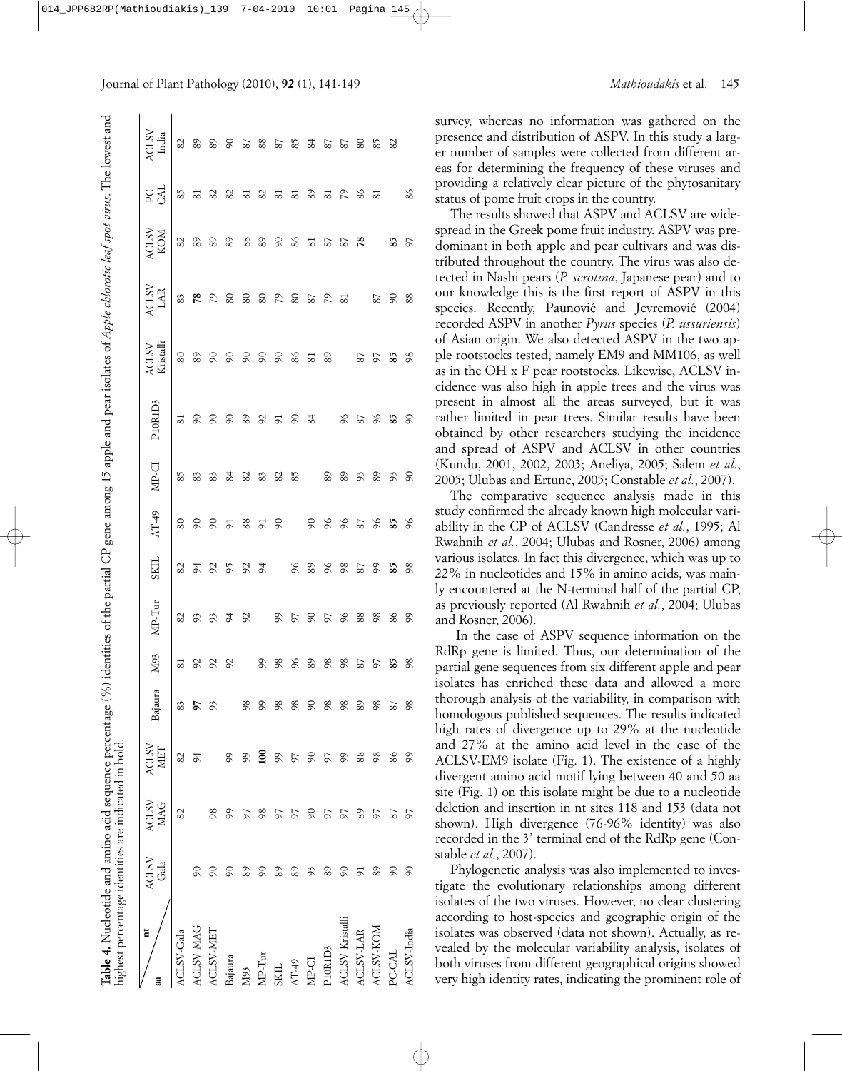**Table 4.** Nucleotide and amino acid sequence percentage (%) identities of the partial CP gene among 15 apple and pear isolates of *Apple chlorotic leaf spot virus*. The lowest and highest percentage identities are indicated in bold.

| aa \ nt | ACLSV-Gala | ACLSV-MAG | ACLSV-MET | Bajaura | M93 | MP-Tur | SKIL | AT-49 | MP-CI | P10R1D3 | ACLSV-Kristalli | ACLSV-LAR | ACLSV-KOM | PC-CAL | ACLSV-India |
|---|---|---|---|---|---|---|---|---|---|---|---|---|---|---|---|
| ACLSV-Gala | | 82 | 82 | 83 | 81 | 82 | 82 | 80 | 85 | 81 | 80 | 83 | 82 | 85 | 82 |
| ACLSV-MAG | 90 | | 94 | **97** | 92 | 93 | 94 | 90 | 83 | 90 | 89 | **78** | 89 | 81 | 89 |
| ACLSV-MET | 90 | 98 | | 93 | 92 | 93 | 92 | 90 | 83 | 90 | 90 | 79 | 89 | 82 | 89 |
| Bajaura | 90 | 99 | 99 | | 92 | 94 | 95 | 91 | 84 | 90 | 90 | 80 | 89 | 82 | 90 |
| M93 | 89 | 97 | 99 | 98 | | 92 | 92 | 88 | 82 | 89 | 90 | 80 | 88 | 81 | 87 |
| MP-Tur | 90 | 98 | **100** | 99 | 99 | | 94 | 91 | 83 | 92 | 90 | 80 | 89 | 82 | 88 |
| SKIL | 89 | 97 | 99 | 98 | 98 | 99 | | 90 | 82 | 91 | 90 | 79 | 90 | 81 | 87 |
| AT-49 | 89 | 97 | 97 | 98 | 96 | 97 | 96 | | 85 | 90 | 86 | 80 | 86 | 81 | 85 |
| MP-CI | 93 | 90 | 90 | 90 | 89 | 90 | 89 | 90 | | 84 | 81 | 87 | 81 | 89 | 84 |
| P10R1D3 | 89 | 97 | 97 | 98 | 98 | 97 | 96 | 96 | 89 | | 89 | 79 | 87 | 81 | 87 |
| ACLSV-Kristalli | 90 | 97 | 99 | 98 | 98 | 96 | 98 | 96 | 89 | 96 | | 81 | 87 | 79 | 87 |
| ACLSV-LAR | 91 | 89 | 88 | 89 | 87 | 88 | 87 | 87 | 93 | 87 | 87 | | **78** | 86 | 80 |
| ACLSV-KOM | 89 | 97 | 98 | 98 | 97 | 98 | 99 | 96 | 89 | 96 | 97 | 87 | | 81 | 85 |
| PC-CAL | 90 | 87 | 86 | 87 | **85** | 86 | **85** | **85** | 93 | **85** | **85** | 90 | **85** | | 82 |
| ACLSV-India | 90 | 97 | 99 | 98 | 98 | 99 | 98 | 96 | 90 | 90 | 98 | 88 | 97 | 86 | |

survey, whereas no information was gathered on the presence and distribution of ASPV. In this study a larger number of samples were collected from different areas for determining the frequency of these viruses and providing a relatively clear picture of the phytosanitary status of pome fruit crops in the country.

The results showed that ASPV and ACLSV are widespread in the Greek pome fruit industry. ASPV was predominant in both apple and pear cultivars and was distributed throughout the country. The virus was also detected in Nashi pears (*P. serotina*, Japanese pear) and to our knowledge this is the first report of ASPV in this species. Recently, Paunović and Jevremović (2004) recorded ASPV in another *Pyrus* species (*P. ussuriensis*) of Asian origin. We also detected ASPV in the two apple rootstocks tested, namely EM9 and MM106, as well as in the OH x F pear rootstocks. Likewise, ACLSV incidence was also high in apple trees and the virus was present in almost all the areas surveyed, but it was rather limited in pear trees. Similar results have been obtained by other researchers studying the incidence and spread of ASPV and ACLSV in other countries (Kundu, 2001, 2002, 2003; Aneliya, 2005; Salem *et al.*, 2005; Ulubas and Ertunc, 2005; Constable *et al.*, 2007).

The comparative sequence analysis made in this study confirmed the already known high molecular variability in the CP of ACLSV (Candresse *et al.*, 1995; Al Rwahnih *et al.*, 2004; Ulubas and Rosner, 2006) among various isolates. In fact this divergence, which was up to 22% in nucleotides and 15% in amino acids, was mainly encountered at the N-terminal half of the partial CP, as previously reported (Al Rwahnih *et al.*, 2004; Ulubas and Rosner, 2006).

In the case of ASPV sequence information on the RdRp gene is limited. Thus, our determination of the partial gene sequences from six different apple and pear isolates has enriched these data and allowed a more thorough analysis of the variability, in comparison with homologous published sequences. The results indicated high rates of divergence up to 29% at the nucleotide and 27% at the amino acid level in the case of the ACLSV-EM9 isolate (Fig. 1). The existence of a highly divergent amino acid motif lying between 40 and 50 aa site (Fig. 1) on this isolate might be due to a nucleotide deletion and insertion in nt sites 118 and 153 (data not shown). High divergence (76-96% identity) was also recorded in the 3' terminal end of the RdRp gene (Constable *et al.*, 2007).

Phylogenetic analysis was also implemented to investigate the evolutionary relationships among different isolates of the two viruses. However, no clear clustering according to host-species and geographic origin of the isolates was observed (data not shown). Actually, as revealed by the molecular variability analysis, isolates of both viruses from different geographical origins showed very high identity rates, indicating the prominent role of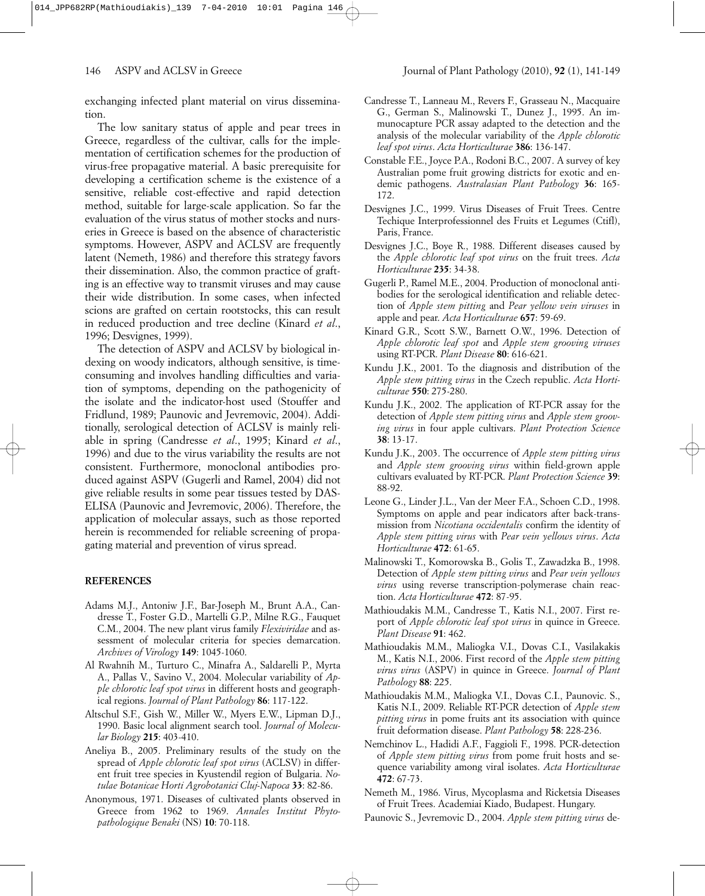exchanging infected plant material on virus dissemination.

The low sanitary status of apple and pear trees in Greece, regardless of the cultivar, calls for the implementation of certification schemes for the production of virus-free propagative material. A basic prerequisite for developing a certification scheme is the existence of a sensitive, reliable cost-effective and rapid detection method, suitable for large-scale application. So far the evaluation of the virus status of mother stocks and nurseries in Greece is based on the absence of characteristic symptoms. However, ASPV and ACLSV are frequently latent (Nemeth, 1986) and therefore this strategy favors their dissemination. Also, the common practice of grafting is an effective way to transmit viruses and may cause their wide distribution. In some cases, when infected scions are grafted on certain rootstocks, this can result in reduced production and tree decline (Kinard *et al*., 1996; Desvignes, 1999).

The detection of ASPV and ACLSV by biological indexing on woody indicators, although sensitive, is time-consuming and involves handling difficulties and variation of symptoms, depending on the pathogenicity of the isolate and the indicator-host used (Stouffer and Fridlund, 1989; Paunovic and Jevremovic, 2004). Additionally, serological detection of ACLSV is mainly reliable in spring (Candresse *et al*., 1995; Kinard *et al*., 1996) and due to the virus variability the results are not consistent. Furthermore, monoclonal antibodies produced against ASPV (Gugerli and Ramel, 2004) did not give reliable results in some pear tissues tested by DAS-ELISA (Paunovic and Jevremovic, 2006). Therefore, the application of molecular assays, such as those reported herein is recommended for reliable screening of propagating material and prevention of virus spread.

## REFERENCES

Adams M.J., Antoniw J.F., Bar-Joseph M., Brunt A.A., Candresse T., Foster G.D., Martelli G.P., Milne R.G., Fauquet C.M., 2004. The new plant virus family *Flexiviridae* and assessment of molecular criteria for species demarcation. *Archives of Virology* **149**: 1045-1060.

Al Rwahnih M., Turturo C., Minafra A., Saldarelli P., Myrta A., Pallas V., Savino V., 2004. Molecular variability of *Apple chlorotic leaf spot virus* in different hosts and geographical regions. *Journal of Plant Pathology* **86**: 117-122.

Altschul S.F., Gish W., Miller W., Myers E.W., Lipman D.J., 1990. Basic local alignment search tool. *Journal of Molecular Biology* **215**: 403-410.

Aneliya B., 2005. Preliminary results of the study on the spread of *Apple chlorotic leaf spot virus* (ACLSV) in different fruit tree species in Kyustendil region of Bulgaria. *Notulae Botanicae Horti Agrobotanici Cluj-Napoca* **33**: 82-86.

Anonymous, 1971. Diseases of cultivated plants observed in Greece from 1962 to 1969. *Annales Institut Phytopathologique Benaki* (NS) **10**: 70-118.

Candresse T., Lanneau M., Revers F., Grasseau N., Macquaire G., German S., Malinowski T., Dunez J., 1995. An immunocapture PCR assay adapted to the detection and the analysis of the molecular variability of the *Apple chlorotic leaf spot virus*. *Acta Horticulturae* **386**: 136-147.

Constable F.E., Joyce P.A., Rodoni B.C., 2007. A survey of key Australian pome fruit growing districts for exotic and endemic pathogens. *Australasian Plant Pathology* **36**: 165-172.

Desvignes J.C., 1999. Virus Diseases of Fruit Trees. Centre Techique Interprofessionnel des Fruits et Legumes (Ctifl), Paris, France.

Desvignes J.C., Boye R., 1988. Different diseases caused by the *Apple chlorotic leaf spot virus* on the fruit trees. *Acta Horticulturae* **235**: 34-38.

Gugerli P., Ramel M.E., 2004. Production of monoclonal antibodies for the serological identification and reliable detection of *Apple stem pitting* and *Pear yellow vein viruses* in apple and pear. *Acta Horticulturae* **657**: 59-69.

Kinard G.R., Scott S.W., Barnett O.W., 1996. Detection of *Apple chlorotic leaf spot* and *Apple stem grooving viruses* using RT-PCR. *Plant Disease* **80**: 616-621.

Kundu J.K., 2001. To the diagnosis and distribution of the *Apple stem pitting virus* in the Czech republic. *Acta Horticulturae* **550**: 275-280.

Kundu J.K., 2002. The application of RT-PCR assay for the detection of *Apple stem pitting virus* and *Apple stem grooving virus* in four apple cultivars. *Plant Protection Science* **38**: 13-17.

Kundu J.K., 2003. The occurrence of *Apple stem pitting virus* and *Apple stem grooving virus* within field-grown apple cultivars evaluated by RT-PCR. *Plant Protection Science* **39**: 88-92.

Leone G., Linder J.L., Van der Meer F.A., Schoen C.D., 1998. Symptoms on apple and pear indicators after back-transmission from *Nicotiana occidentalis* confirm the identity of *Apple stem pitting virus* with *Pear vein yellows virus*. *Acta Horticulturae* **472**: 61-65.

Malinowski T., Komorowska B., Golis T., Zawadzka B., 1998. Detection of *Apple stem pitting virus* and *Pear vein yellows virus* using reverse transcription-polymerase chain reaction. *Acta Horticulturae* **472**: 87-95.

Mathioudakis M.M., Candresse T., Katis N.I., 2007. First report of *Apple chlorotic leaf spot virus* in quince in Greece. *Plant Disease* **91**: 462.

Mathioudakis M.M., Maliogka V.I., Dovas C.I., Vasilakakis M., Katis N.I., 2006. First record of the *Apple stem pitting virus virus* (ASPV) in quince in Greece. *Journal of Plant Pathology* **88**: 225.

Mathioudakis M.M., Maliogka V.I., Dovas C.I., Paunovic. S., Katis N.I., 2009. Reliable RT-PCR detection of *Apple stem pitting virus* in pome fruits ant its association with quince fruit deformation disease. *Plant Pathology* **58**: 228-236.

Nemchinov L., Hadidi A.F., Faggioli F., 1998. PCR-detection of *Apple stem pitting virus* from pome fruit hosts and sequence variability among viral isolates. *Acta Horticulturae* **472**: 67-73.

Nemeth M., 1986. Virus, Mycoplasma and Ricketsia Diseases of Fruit Trees. Academiai Kiado, Budapest. Hungary.

Paunovic S., Jevremovic D., 2004. *Apple stem pitting virus* de-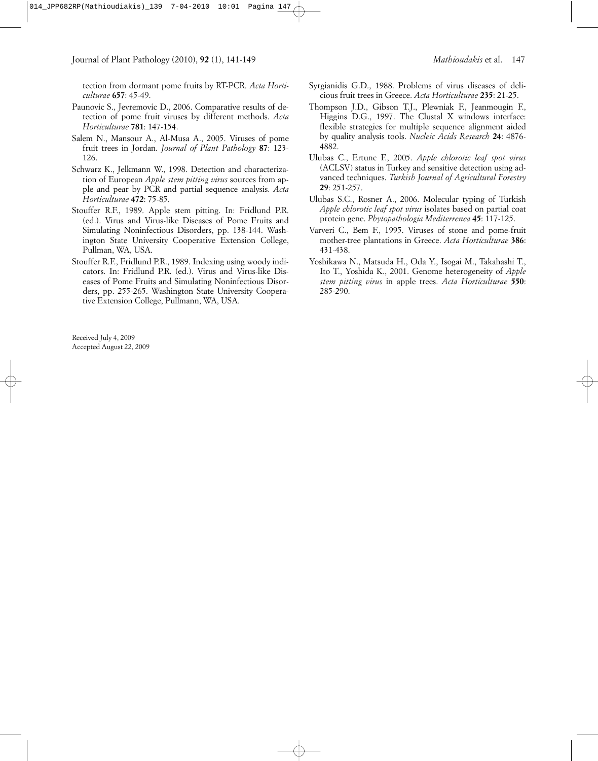tection from dormant pome fruits by RT-PCR. *Acta Horticulturae* **657**: 45-49.

Paunovic S., Jevremovic D., 2006. Comparative results of detection of pome fruit viruses by different methods. *Acta Horticulturae* **781**: 147-154.

Salem N., Mansour A., Al-Musa A., 2005. Viruses of pome fruit trees in Jordan. *Journal of Plant Pathology* **87**: 123-126.

Schwarz K., Jelkmann W., 1998. Detection and characterization of European *Apple stem pitting virus* sources from apple and pear by PCR and partial sequence analysis. *Acta Horticulturae* **472**: 75-85.

Stouffer R.F., 1989. Apple stem pitting. In: Fridlund P.R. (ed.). Virus and Virus-like Diseases of Pome Fruits and Simulating Noninfectious Disorders, pp. 138-144. Washington State University Cooperative Extension College, Pullman, WA, USA.

Stouffer R.F., Fridlund P.R., 1989. Indexing using woody indicators. In: Fridlund P.R. (ed.). Virus and Virus-like Diseases of Pome Fruits and Simulating Noninfectious Disorders, pp. 255-265. Washington State University Cooperative Extension College, Pullmann, WA, USA.

Received July 4, 2009
Accepted August 22, 2009

Syrgianidis G.D., 1988. Problems of virus diseases of delicious fruit trees in Greece. *Acta Horticulturae* **235**: 21-25.

Thompson J.D., Gibson T.J., Plewniak F., Jeanmougin F., Higgins D.G., 1997. The Clustal X windows interface: flexible strategies for multiple sequence alignment aided by quality analysis tools. *Nucleic Acids Research* **24**: 4876-4882.

Ulubas C., Ertunc F., 2005. *Apple chlorotic leaf spot virus* (ACLSV) status in Turkey and sensitive detection using advanced techniques. *Turkish Journal of Agricultural Forestry* **29**: 251-257.

Ulubas S.C., Rosner A., 2006. Molecular typing of Turkish *Apple chlorotic leaf spot virus* isolates based on partial coat protein gene. *Phytopathologia Mediterrenea* **45**: 117-125.

Varveri C., Bem F., 1995. Viruses of stone and pome-fruit mother-tree plantations in Greece. *Acta Horticulturae* **386**: 431-438.

Yoshikawa N., Matsuda H., Oda Y., Isogai M., Takahashi T., Ito T., Yoshida K., 2001. Genome heterogeneity of *Apple stem pitting virus* in apple trees. *Acta Horticulturae* **550**: 285-290.